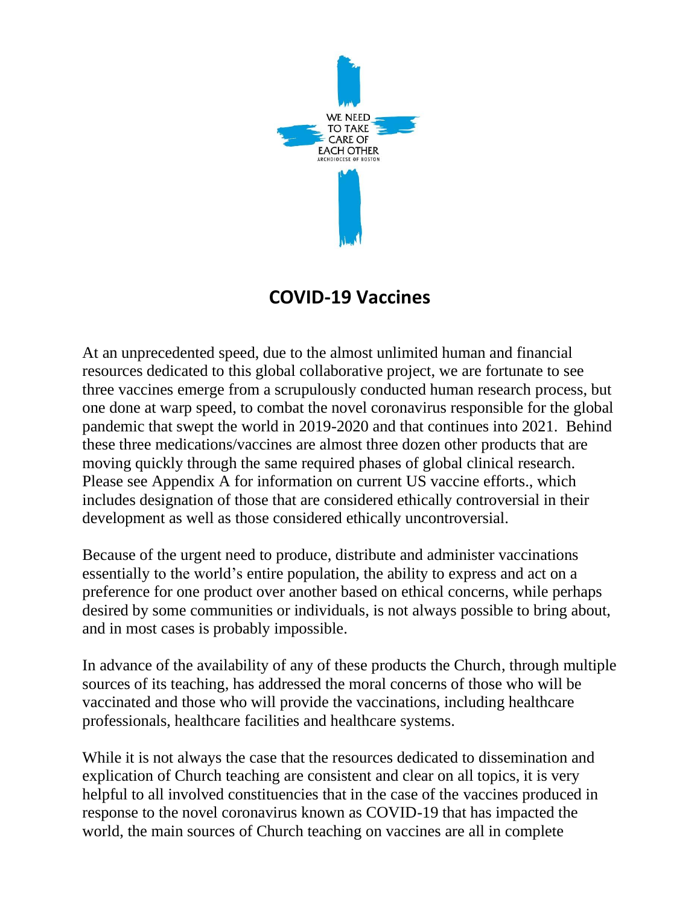WE NEED TO TAKE CARE OF EACH OTHER
ARCHDIOCESE OF BOSTON

## COVID-19 Vaccines

At an unprecedented speed, due to the almost unlimited human and financial resources dedicated to this global collaborative project, we are fortunate to see three vaccines emerge from a scrupulously conducted human research process, but one done at warp speed, to combat the novel coronavirus responsible for the global pandemic that swept the world in 2019-2020 and that continues into 2021. Behind these three medications/vaccines are almost three dozen other products that are moving quickly through the same required phases of global clinical research. Please see Appendix A for information on current US vaccine efforts., which includes designation of those that are considered ethically controversial in their development as well as those considered ethically uncontroversial.

Because of the urgent need to produce, distribute and administer vaccinations essentially to the world's entire population, the ability to express and act on a preference for one product over another based on ethical concerns, while perhaps desired by some communities or individuals, is not always possible to bring about, and in most cases is probably impossible.

In advance of the availability of any of these products the Church, through multiple sources of its teaching, has addressed the moral concerns of those who will be vaccinated and those who will provide the vaccinations, including healthcare professionals, healthcare facilities and healthcare systems.

While it is not always the case that the resources dedicated to dissemination and explication of Church teaching are consistent and clear on all topics, it is very helpful to all involved constituencies that in the case of the vaccines produced in response to the novel coronavirus known as COVID-19 that has impacted the world, the main sources of Church teaching on vaccines are all in complete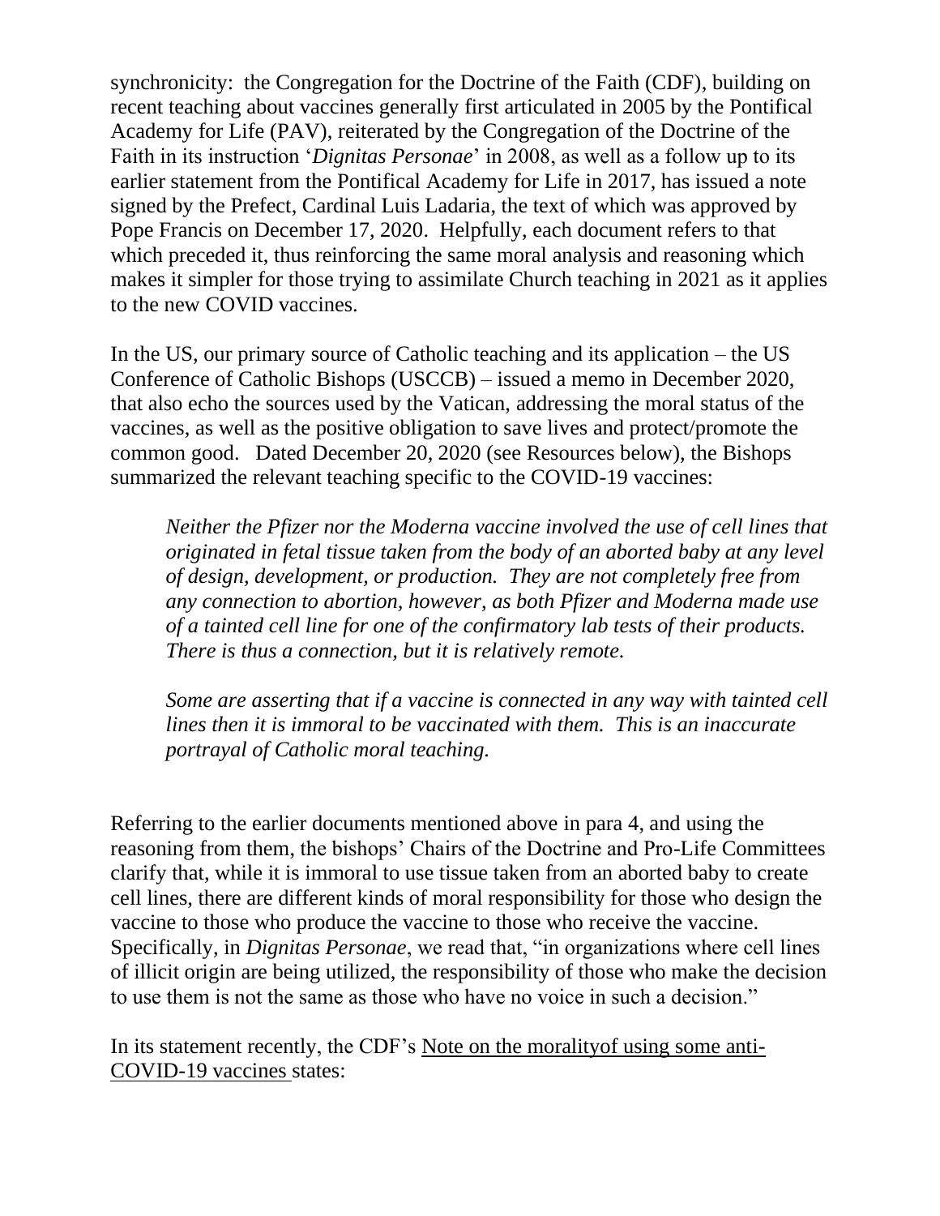synchronicity: the Congregation for the Doctrine of the Faith (CDF), building on recent teaching about vaccines generally first articulated in 2005 by the Pontifical Academy for Life (PAV), reiterated by the Congregation of the Doctrine of the Faith in its instruction '*Dignitas Personae*' in 2008, as well as a follow up to its earlier statement from the Pontifical Academy for Life in 2017, has issued a note signed by the Prefect, Cardinal Luis Ladaria, the text of which was approved by Pope Francis on December 17, 2020. Helpfully, each document refers to that which preceded it, thus reinforcing the same moral analysis and reasoning which makes it simpler for those trying to assimilate Church teaching in 2021 as it applies to the new COVID vaccines.

In the US, our primary source of Catholic teaching and its application – the US Conference of Catholic Bishops (USCCB) – issued a memo in December 2020, that also echo the sources used by the Vatican, addressing the moral status of the vaccines, as well as the positive obligation to save lives and protect/promote the common good. Dated December 20, 2020 (see Resources below), the Bishops summarized the relevant teaching specific to the COVID-19 vaccines:

> *Neither the Pfizer nor the Moderna vaccine involved the use of cell lines that originated in fetal tissue taken from the body of an aborted baby at any level of design, development, or production. They are not completely free from any connection to abortion, however, as both Pfizer and Moderna made use of a tainted cell line for one of the confirmatory lab tests of their products. There is thus a connection, but it is relatively remote.*
>
> *Some are asserting that if a vaccine is connected in any way with tainted cell lines then it is immoral to be vaccinated with them. This is an inaccurate portrayal of Catholic moral teaching.*

Referring to the earlier documents mentioned above in para 4, and using the reasoning from them, the bishops' Chairs of the Doctrine and Pro-Life Committees clarify that, while it is immoral to use tissue taken from an aborted baby to create cell lines, there are different kinds of moral responsibility for those who design the vaccine to those who produce the vaccine to those who receive the vaccine. Specifically, in *Dignitas Personae*, we read that, "in organizations where cell lines of illicit origin are being utilized, the responsibility of those who make the decision to use them is not the same as those who have no voice in such a decision."

In its statement recently, the CDF's Note on the moralityof using some anti-COVID-19 vaccines states: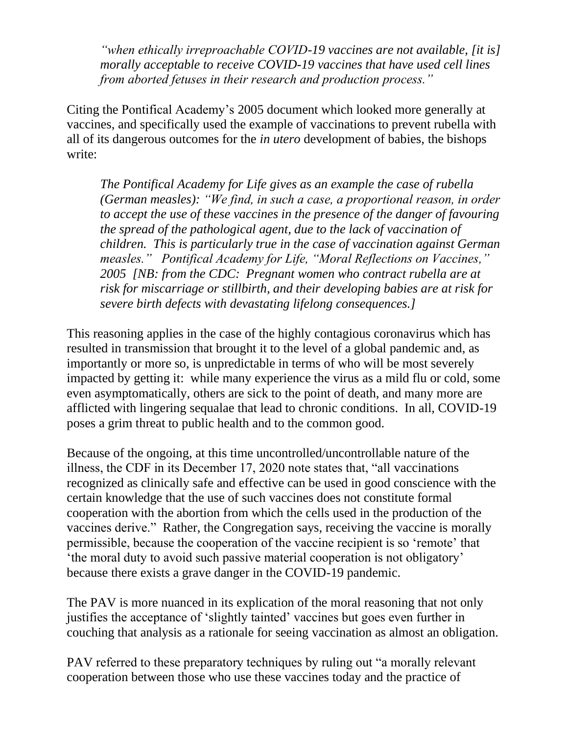> *"when ethically irreproachable COVID-19 vaccines are not available, [it is] morally acceptable to receive COVID-19 vaccines that have used cell lines from aborted fetuses in their research and production process."*

Citing the Pontifical Academy's 2005 document which looked more generally at vaccines, and specifically used the example of vaccinations to prevent rubella with all of its dangerous outcomes for the *in utero* development of babies, the bishops write:

> ***The Pontifical Academy for Life gives as an example the case of rubella (German measles): "We find, in such a case, a proportional reason, in order to accept the use of these vaccines in the presence of the danger of favouring the spread of the pathological agent, due to the lack of vaccination of children. This is particularly true in the case of vaccination against German measles." Pontifical Academy for Life, "Moral Reflections on Vaccines," 2005 [NB: from the CDC: Pregnant women who contract rubella are at risk for miscarriage or stillbirth, and their developing babies are at risk for severe birth defects with devastating lifelong consequences.]***

This reasoning applies in the case of the highly contagious coronavirus which has resulted in transmission that brought it to the level of a global pandemic and, as importantly or more so, is unpredictable in terms of who will be most severely impacted by getting it: while many experience the virus as a mild flu or cold, some even asymptomatically, others are sick to the point of death, and many more are afflicted with lingering sequalae that lead to chronic conditions. In all, COVID-19 poses a grim threat to public health and to the common good.

Because of the ongoing, at this time uncontrolled/uncontrollable nature of the illness, the CDF in its December 17, 2020 note states that, "all vaccinations recognized as clinically safe and effective can be used in good conscience with the certain knowledge that the use of such vaccines does not constitute formal cooperation with the abortion from which the cells used in the production of the vaccines derive." Rather, the Congregation says, receiving the vaccine is morally permissible, because the cooperation of the vaccine recipient is so 'remote' that 'the moral duty to avoid such passive material cooperation is not obligatory' because there exists a grave danger in the COVID-19 pandemic.

The PAV is more nuanced in its explication of the moral reasoning that not only justifies the acceptance of 'slightly tainted' vaccines but goes even further in couching that analysis as a rationale for seeing vaccination as almost an obligation.

PAV referred to these preparatory techniques by ruling out "a morally relevant cooperation between those who use these vaccines today and the practice of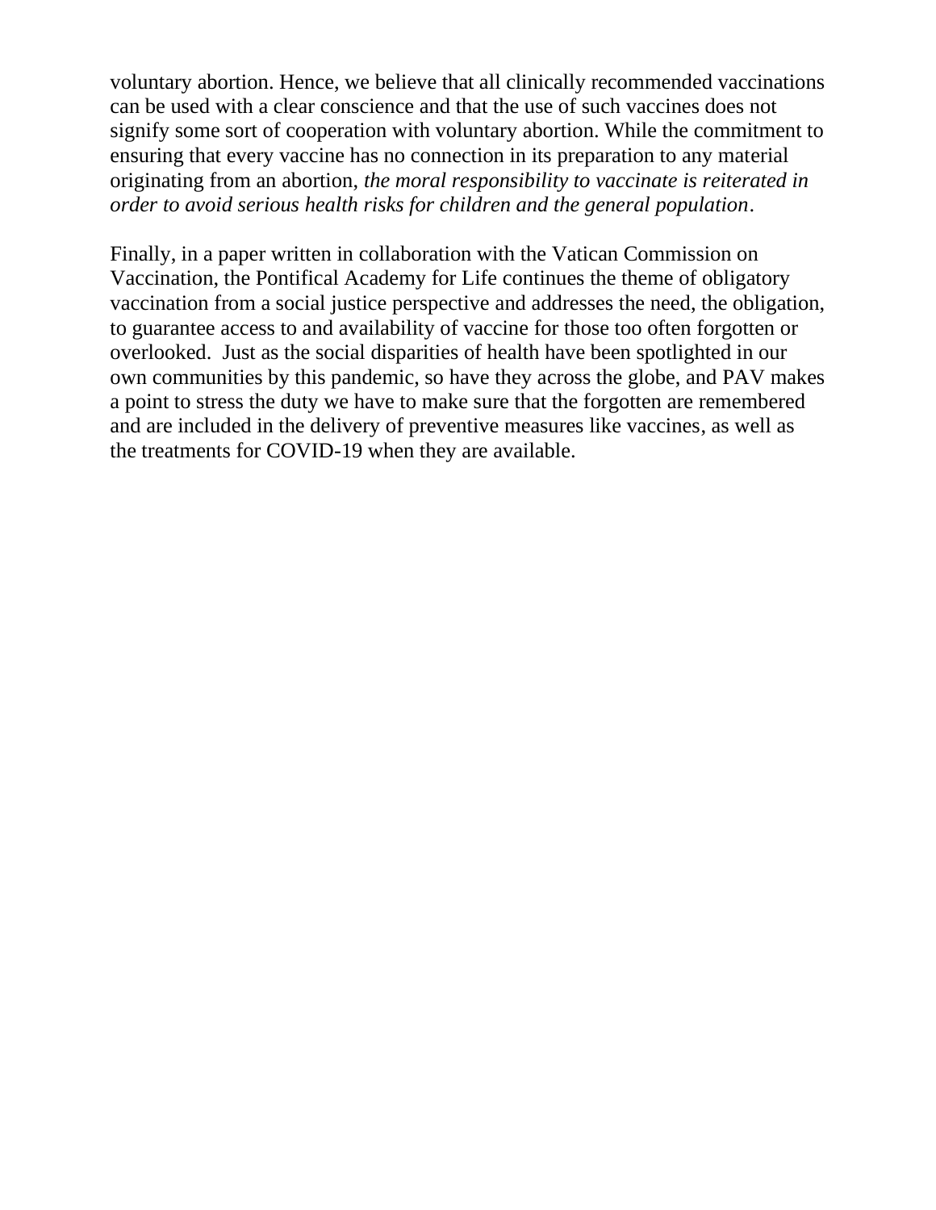voluntary abortion. Hence, we believe that all clinically recommended vaccinations can be used with a clear conscience and that the use of such vaccines does not signify some sort of cooperation with voluntary abortion. While the commitment to ensuring that every vaccine has no connection in its preparation to any material originating from an abortion, *the moral responsibility to vaccinate is reiterated in order to avoid serious health risks for children and the general population*.

Finally, in a paper written in collaboration with the Vatican Commission on Vaccination, the Pontifical Academy for Life continues the theme of obligatory vaccination from a social justice perspective and addresses the need, the obligation, to guarantee access to and availability of vaccine for those too often forgotten or overlooked. Just as the social disparities of health have been spotlighted in our own communities by this pandemic, so have they across the globe, and PAV makes a point to stress the duty we have to make sure that the forgotten are remembered and are included in the delivery of preventive measures like vaccines, as well as the treatments for COVID-19 when they are available.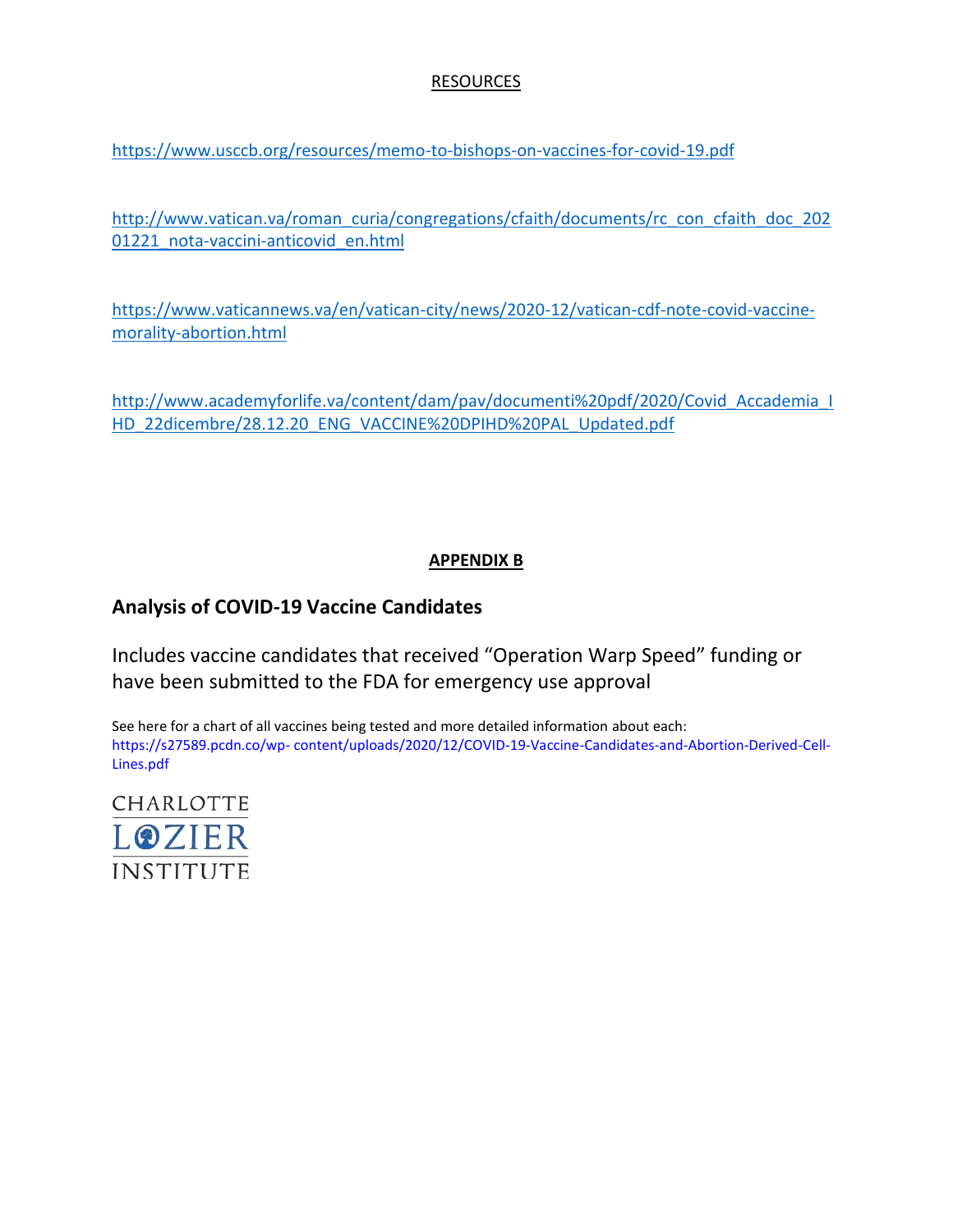## RESOURCES

https://www.usccb.org/resources/memo-to-bishops-on-vaccines-for-covid-19.pdf

http://www.vatican.va/roman_curia/congregations/cfaith/documents/rc_con_cfaith_doc_20201221_nota-vaccini-anticovid_en.html

https://www.vaticannews.va/en/vatican-city/news/2020-12/vatican-cdf-note-covid-vaccine-morality-abortion.html

http://www.academyforlife.va/content/dam/pav/documenti%20pdf/2020/Covid_Accademia_IHD_22dicembre/28.12.20_ENG_VACCINE%20DPIHD%20PAL_Updated.pdf

## APPENDIX B

### Analysis of COVID-19 Vaccine Candidates

Includes vaccine candidates that received "Operation Warp Speed" funding or have been submitted to the FDA for emergency use approval

See here for a chart of all vaccines being tested and more detailed information about each: https://s27589.pcdn.co/wp- content/uploads/2020/12/COVID-19-Vaccine-Candidates-and-Abortion-Derived-Cell-Lines.pdf

CHARLOTTE LOZIER INSTITUTE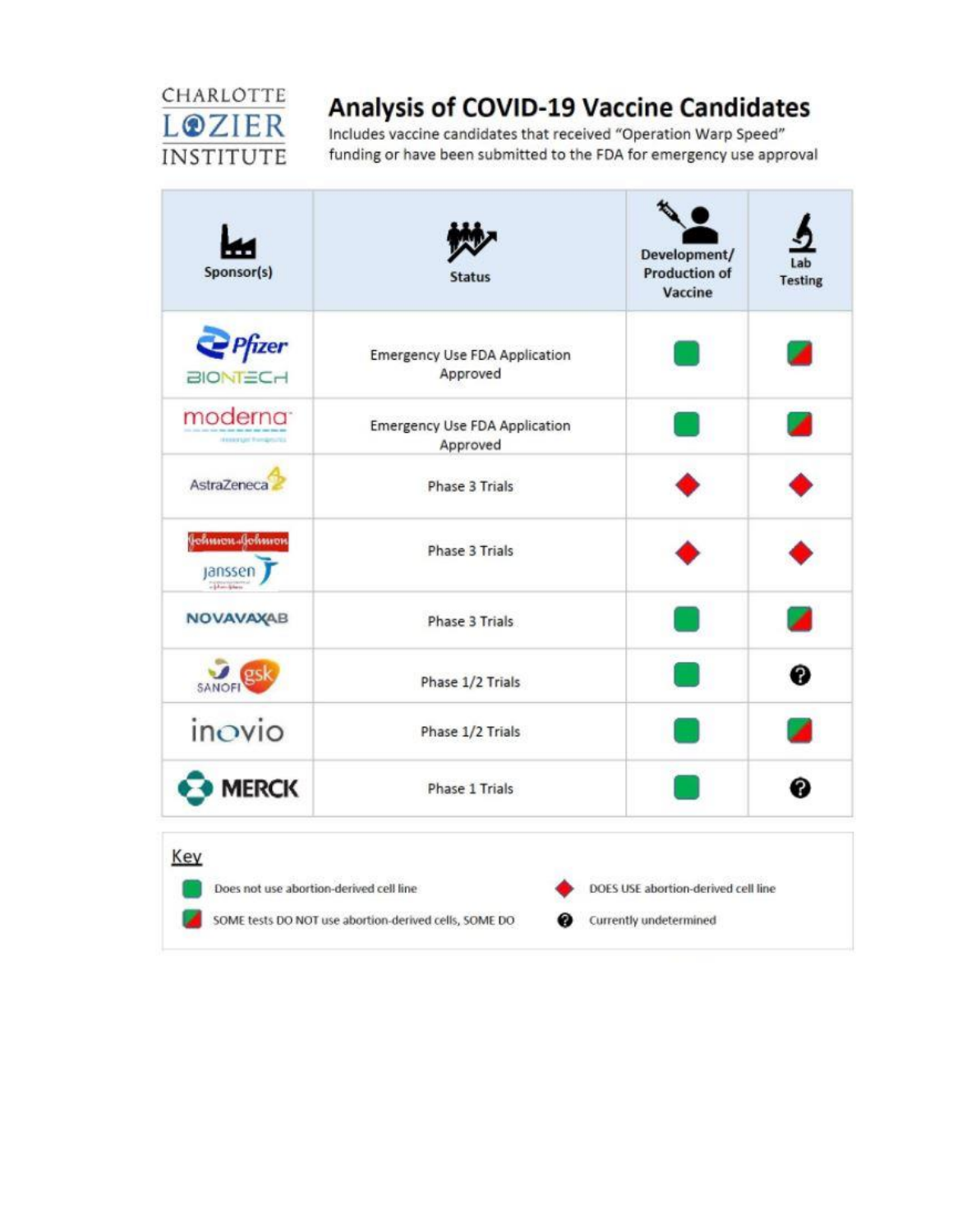CHARLOTTE LOZIER INSTITUTE

# Analysis of COVID-19 Vaccine Candidates

Includes vaccine candidates that received "Operation Warp Speed" funding or have been submitted to the FDA for emergency use approval

| Sponsor(s) | Status | Development/ Production of Vaccine | Lab Testing |
|---|---|---|---|
| Pfizer BIONTECH | Emergency Use FDA Application Approved | Does not use abortion-derived cell line | SOME tests DO NOT use abortion-derived cells, SOME DO |
| moderna | Emergency Use FDA Application Approved | Does not use abortion-derived cell line | SOME tests DO NOT use abortion-derived cells, SOME DO |
| AstraZeneca | Phase 3 Trials | DOES USE abortion-derived cell line | DOES USE abortion-derived cell line |
| Johnson&Johnson Janssen | Phase 3 Trials | DOES USE abortion-derived cell line | DOES USE abortion-derived cell line |
| NOVAVAX | Phase 3 Trials | Does not use abortion-derived cell line | SOME tests DO NOT use abortion-derived cells, SOME DO |
| SANOFI gsk | Phase 1/2 Trials | Does not use abortion-derived cell line | Currently undetermined |
| inovio | Phase 1/2 Trials | Does not use abortion-derived cell line | SOME tests DO NOT use abortion-derived cells, SOME DO |
| MERCK | Phase 1 Trials | Does not use abortion-derived cell line | Currently undetermined |

**Key**

- Green square: Does not use abortion-derived cell line
- Red diamond: DOES USE abortion-derived cell line
- Green/red square: SOME tests DO NOT use abortion-derived cells, SOME DO
- Question mark: Currently undetermined